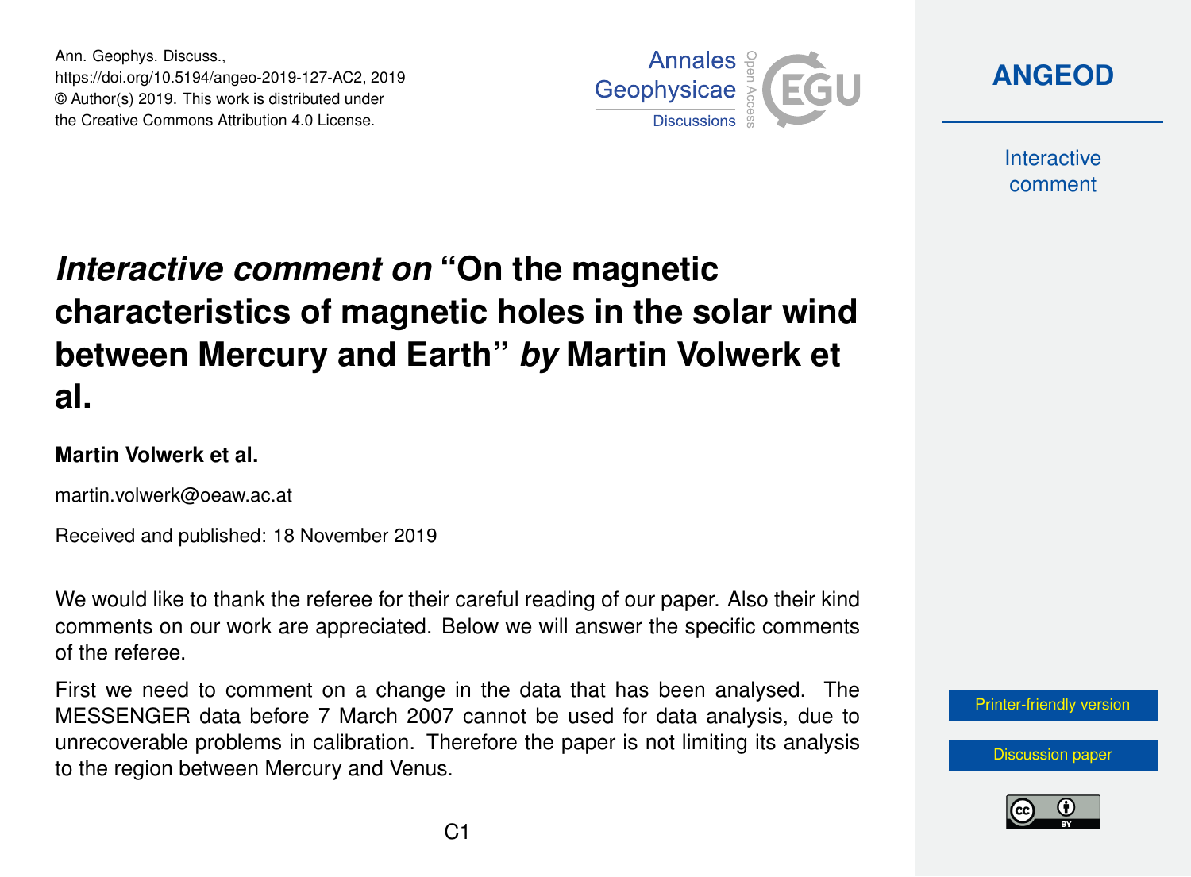Ann. Geophys. Discuss.,
https://doi.org/10.5194/angeo-2019-127-AC2, 2019
© Author(s) 2019. This work is distributed under
the Creative Commons Attribution 4.0 License.

# *Interactive comment on* "On the magnetic characteristics of magnetic holes in the solar wind between Mercury and Earth" *by* Martin Volwerk et al.

**Martin Volwerk et al.**

martin.volwerk@oeaw.ac.at

Received and published: 18 November 2019

We would like to thank the referee for their careful reading of our paper. Also their kind comments on our work are appreciated. Below we will answer the specific comments of the referee.

First we need to comment on a change in the data that has been analysed. The MESSENGER data before 7 March 2007 cannot be used for data analysis, due to unrecoverable problems in calibration. Therefore the paper is not limiting its analysis to the region between Mercury and Venus.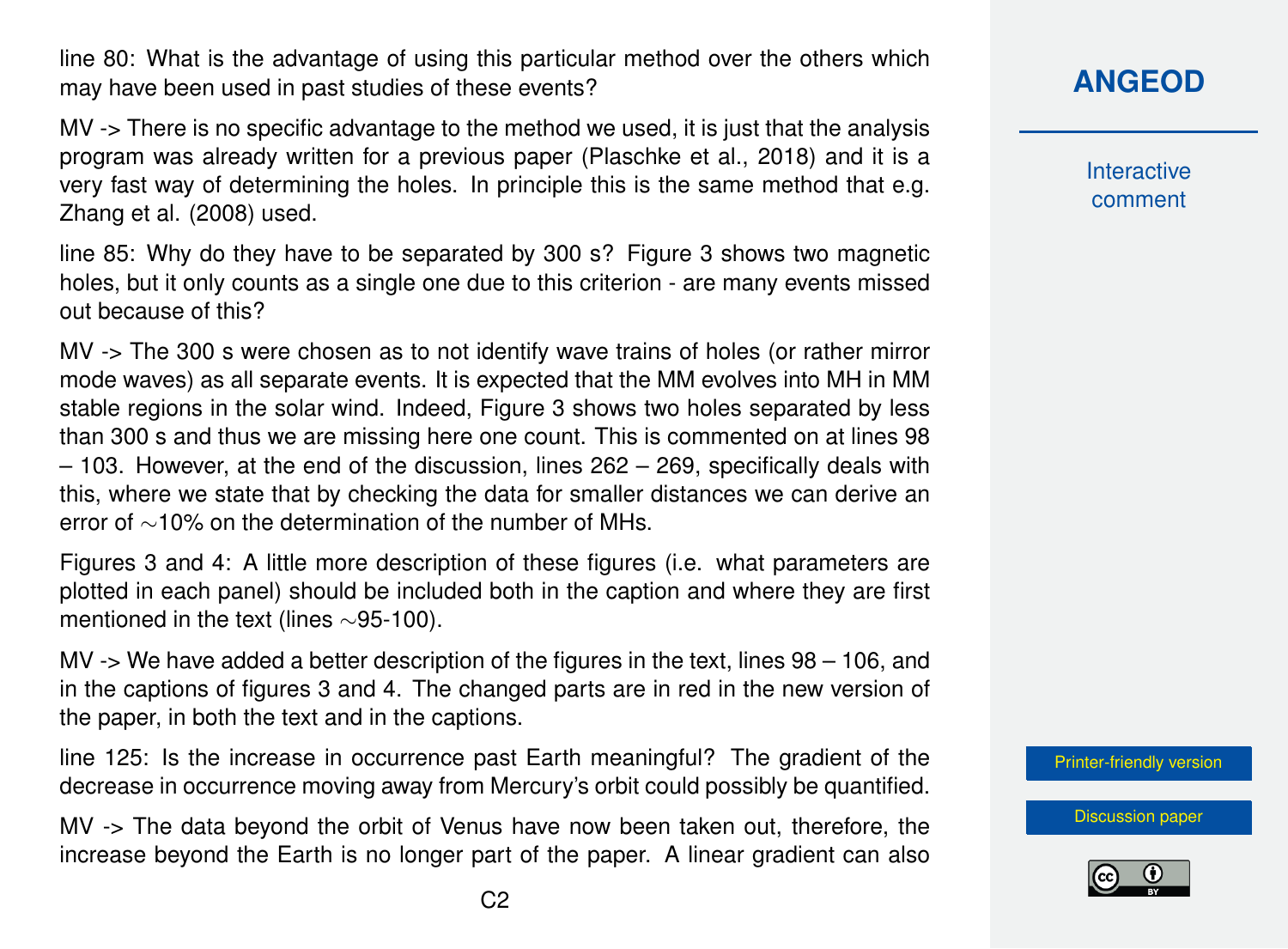line 80: What is the advantage of using this particular method over the others which may have been used in past studies of these events?

MV -> There is no specific advantage to the method we used, it is just that the analysis program was already written for a previous paper (Plaschke et al., 2018) and it is a very fast way of determining the holes. In principle this is the same method that e.g. Zhang et al. (2008) used.

line 85: Why do they have to be separated by 300 s? Figure 3 shows two magnetic holes, but it only counts as a single one due to this criterion - are many events missed out because of this?

MV -> The 300 s were chosen as to not identify wave trains of holes (or rather mirror mode waves) as all separate events. It is expected that the MM evolves into MH in MM stable regions in the solar wind. Indeed, Figure 3 shows two holes separated by less than 300 s and thus we are missing here one count. This is commented on at lines 98 – 103. However, at the end of the discussion, lines 262 – 269, specifically deals with this, where we state that by checking the data for smaller distances we can derive an error of ∼10% on the determination of the number of MHs.

Figures 3 and 4: A little more description of these figures (i.e. what parameters are plotted in each panel) should be included both in the caption and where they are first mentioned in the text (lines ∼95-100).

MV -> We have added a better description of the figures in the text, lines 98 – 106, and in the captions of figures 3 and 4. The changed parts are in red in the new version of the paper, in both the text and in the captions.

line 125: Is the increase in occurrence past Earth meaningful? The gradient of the decrease in occurrence moving away from Mercury's orbit could possibly be quantified.

MV -> The data beyond the orbit of Venus have now been taken out, therefore, the increase beyond the Earth is no longer part of the paper. A linear gradient can also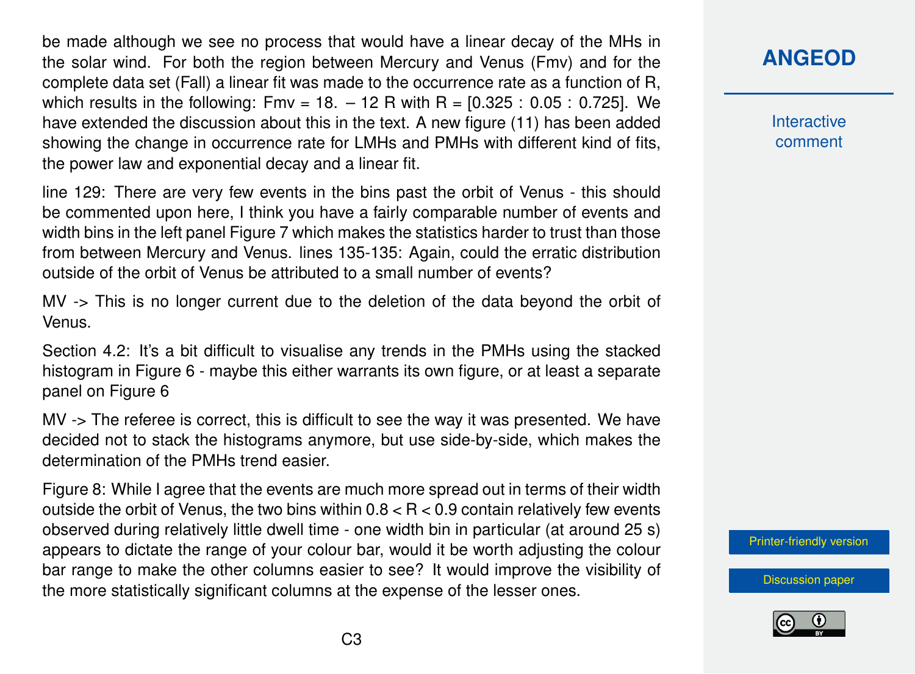be made although we see no process that would have a linear decay of the MHs in the solar wind. For both the region between Mercury and Venus (Fmv) and for the complete data set (Fall) a linear fit was made to the occurrence rate as a function of R, which results in the following: Fmv = 18. – 12 R with R = [0.325 : 0.05 : 0.725]. We have extended the discussion about this in the text. A new figure (11) has been added showing the change in occurrence rate for LMHs and PMHs with different kind of fits, the power law and exponential decay and a linear fit.

line 129: There are very few events in the bins past the orbit of Venus - this should be commented upon here, I think you have a fairly comparable number of events and width bins in the left panel Figure 7 which makes the statistics harder to trust than those from between Mercury and Venus. lines 135-135: Again, could the erratic distribution outside of the orbit of Venus be attributed to a small number of events?

MV -> This is no longer current due to the deletion of the data beyond the orbit of Venus.

Section 4.2: It's a bit difficult to visualise any trends in the PMHs using the stacked histogram in Figure 6 - maybe this either warrants its own figure, or at least a separate panel on Figure 6

MV -> The referee is correct, this is difficult to see the way it was presented. We have decided not to stack the histograms anymore, but use side-by-side, which makes the determination of the PMHs trend easier.

Figure 8: While I agree that the events are much more spread out in terms of their width outside the orbit of Venus, the two bins within $0.8 < R < 0.9$ contain relatively few events observed during relatively little dwell time - one width bin in particular (at around 25 s) appears to dictate the range of your colour bar, would it be worth adjusting the colour bar range to make the other columns easier to see? It would improve the visibility of the more statistically significant columns at the expense of the lesser ones.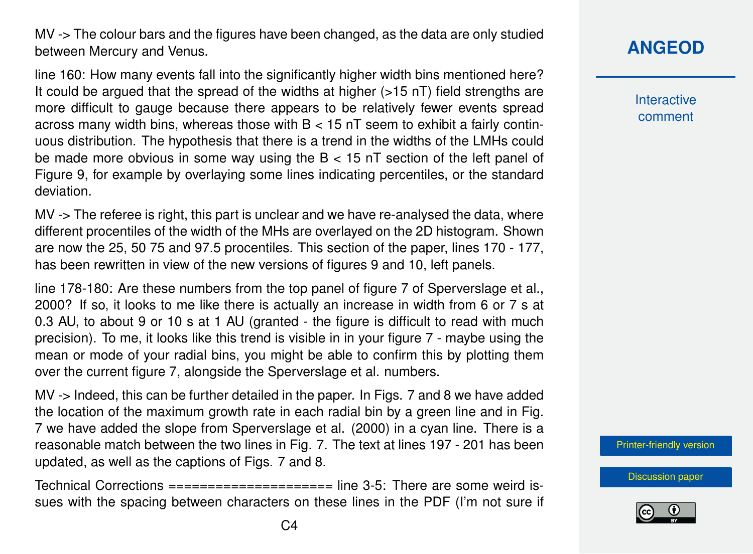MV -> The colour bars and the figures have been changed, as the data are only studied between Mercury and Venus.

line 160: How many events fall into the significantly higher width bins mentioned here? It could be argued that the spread of the widths at higher (>15 nT) field strengths are more difficult to gauge because there appears to be relatively fewer events spread across many width bins, whereas those with B < 15 nT seem to exhibit a fairly continuous distribution. The hypothesis that there is a trend in the widths of the LMHs could be made more obvious in some way using the B < 15 nT section of the left panel of Figure 9, for example by overlaying some lines indicating percentiles, or the standard deviation.

MV -> The referee is right, this part is unclear and we have re-analysed the data, where different procentiles of the width of the MHs are overlayed on the 2D histogram. Shown are now the 25, 50 75 and 97.5 procentiles. This section of the paper, lines 170 - 177, has been rewritten in view of the new versions of figures 9 and 10, left panels.

line 178-180: Are these numbers from the top panel of figure 7 of Sperverslage et al., 2000? If so, it looks to me like there is actually an increase in width from 6 or 7 s at 0.3 AU, to about 9 or 10 s at 1 AU (granted - the figure is difficult to read with much precision). To me, it looks like this trend is visible in in your figure 7 - maybe using the mean or mode of your radial bins, you might be able to confirm this by plotting them over the current figure 7, alongside the Sperverslage et al. numbers.

MV -> Indeed, this can be further detailed in the paper. In Figs. 7 and 8 we have added the location of the maximum growth rate in each radial bin by a green line and in Fig. 7 we have added the slope from Sperverslage et al. (2000) in a cyan line. There is a reasonable match between the two lines in Fig. 7. The text at lines 197 - 201 has been updated, as well as the captions of Figs. 7 and 8.

Technical Corrections ==================== line 3-5: There are some weird issues with the spacing between characters on these lines in the PDF (I'm not sure if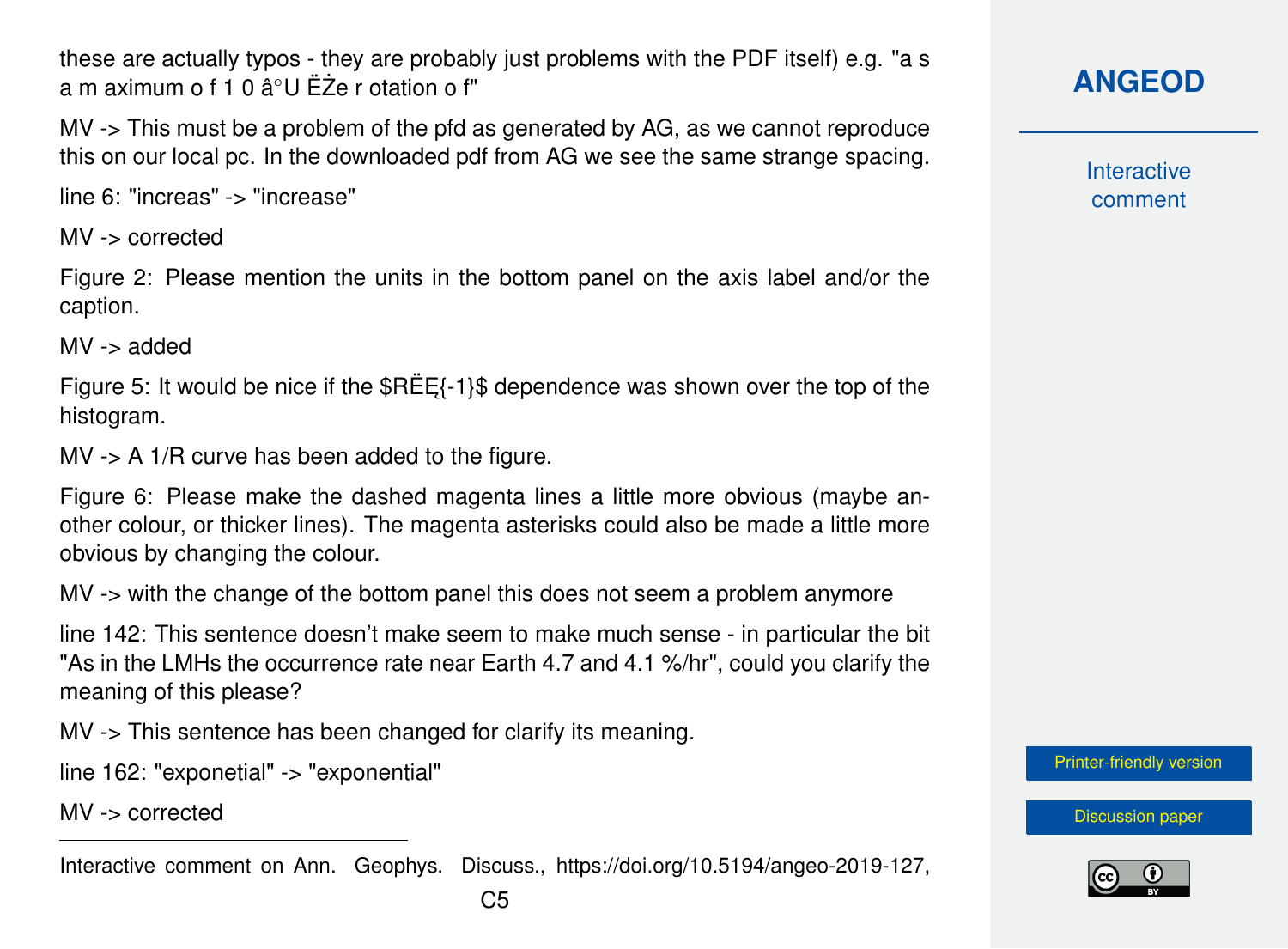these are actually typos - they are probably just problems with the PDF itself) e.g. "a s a m aximum o f 1 0 â°U ËŻe r otation o f"

MV -> This must be a problem of the pfd as generated by AG, as we cannot reproduce this on our local pc. In the downloaded pdf from AG we see the same strange spacing.

line 6: "increas" -> "increase"

MV -> corrected

Figure 2: Please mention the units in the bottom panel on the axis label and/or the caption.

MV -> added

Figure 5: It would be nice if the $RËĘ{-1}$ dependence was shown over the top of the histogram.

MV -> A 1/R curve has been added to the figure.

Figure 6: Please make the dashed magenta lines a little more obvious (maybe another colour, or thicker lines). The magenta asterisks could also be made a little more obvious by changing the colour.

MV -> with the change of the bottom panel this does not seem a problem anymore

line 142: This sentence doesn't make seem to make much sense - in particular the bit "As in the LMHs the occurrence rate near Earth 4.7 and 4.1 %/hr", could you clarify the meaning of this please?

MV -> This sentence has been changed for clarify its meaning.

line 162: "exponetial" -> "exponential"

MV -> corrected

---

Interactive comment on Ann. Geophys. Discuss., https://doi.org/10.5194/angeo-2019-127,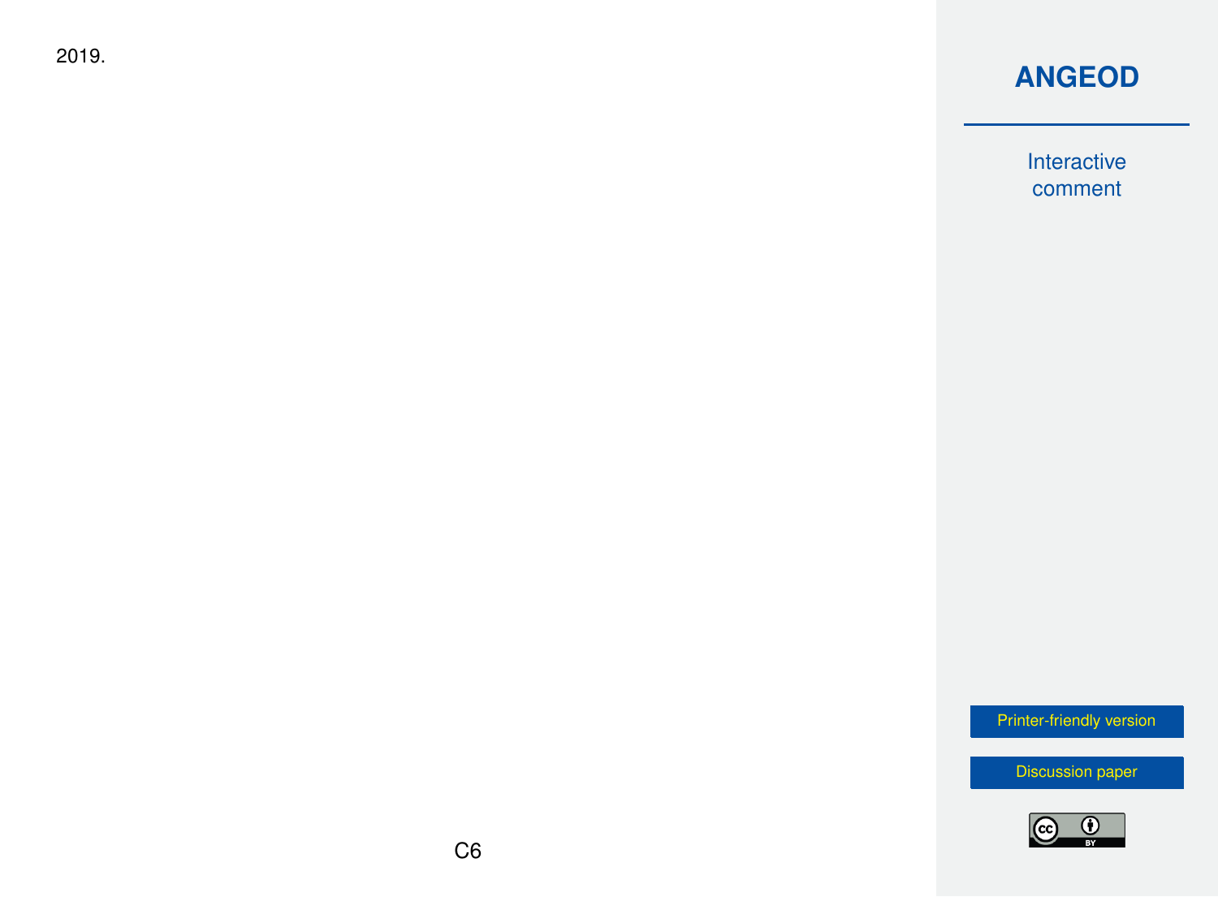2019.